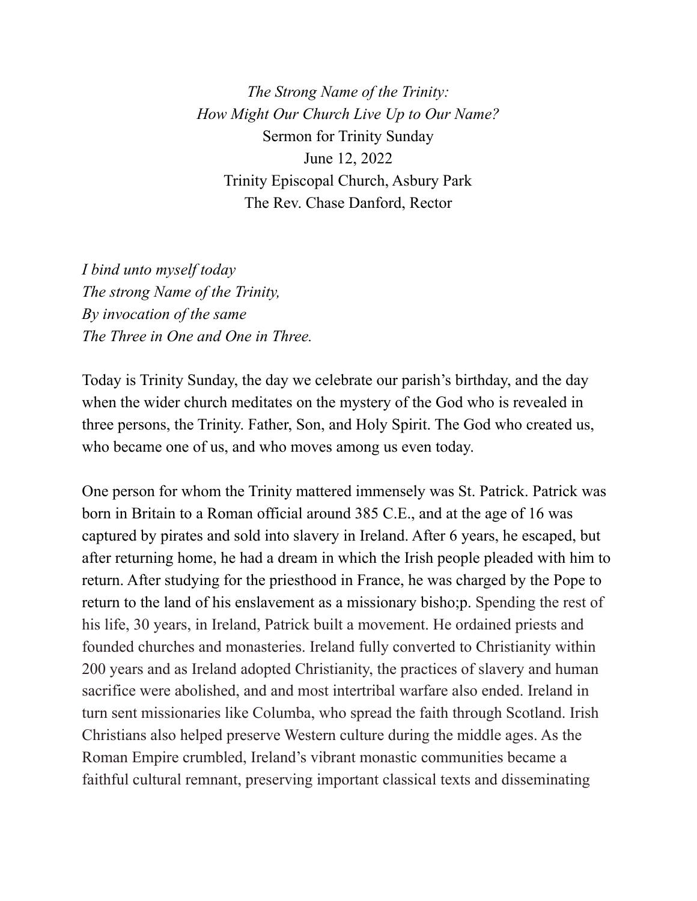*The Strong Name of the Trinity:*
*How Might Our Church Live Up to Our Name?*
Sermon for Trinity Sunday
June 12, 2022
Trinity Episcopal Church, Asbury Park
The Rev. Chase Danford, Rector

*I bind unto myself today*
*The strong Name of the Trinity,*
*By invocation of the same*
*The Three in One and One in Three.*

Today is Trinity Sunday, the day we celebrate our parish's birthday, and the day when the wider church meditates on the mystery of the God who is revealed in three persons, the Trinity. Father, Son, and Holy Spirit. The God who created us, who became one of us, and who moves among us even today.

One person for whom the Trinity mattered immensely was St. Patrick. Patrick was born in Britain to a Roman official around 385 C.E., and at the age of 16 was captured by pirates and sold into slavery in Ireland. After 6 years, he escaped, but after returning home, he had a dream in which the Irish people pleaded with him to return. After studying for the priesthood in France, he was charged by the Pope to return to the land of his enslavement as a missionary bisho;p. Spending the rest of his life, 30 years, in Ireland, Patrick built a movement. He ordained priests and founded churches and monasteries. Ireland fully converted to Christianity within 200 years and as Ireland adopted Christianity, the practices of slavery and human sacrifice were abolished, and and most intertribal warfare also ended. Ireland in turn sent missionaries like Columba, who spread the faith through Scotland. Irish Christians also helped preserve Western culture during the middle ages. As the Roman Empire crumbled, Ireland's vibrant monastic communities became a faithful cultural remnant, preserving important classical texts and disseminating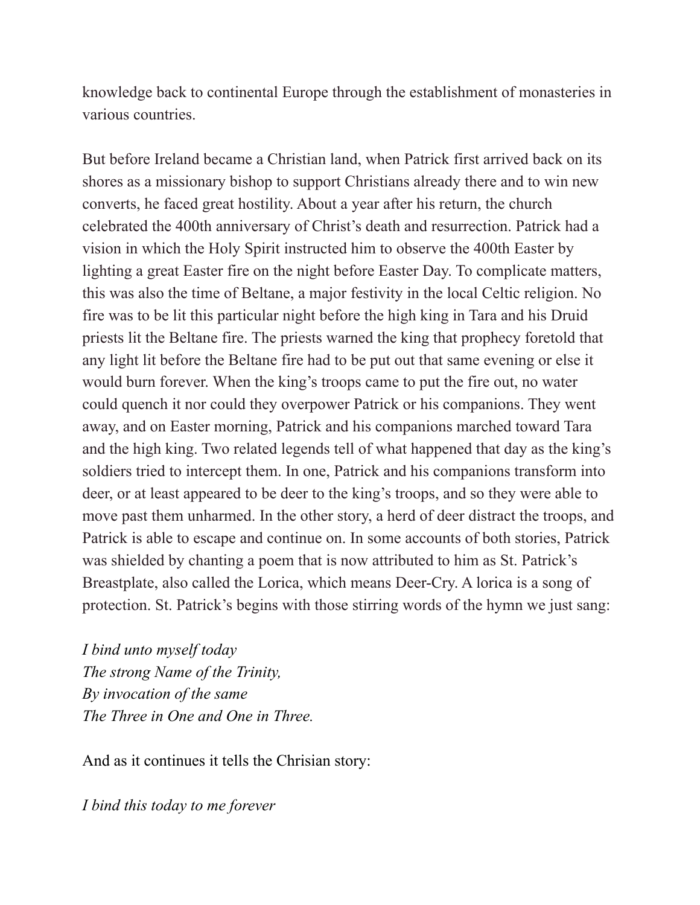knowledge back to continental Europe through the establishment of monasteries in various countries.

But before Ireland became a Christian land, when Patrick first arrived back on its shores as a missionary bishop to support Christians already there and to win new converts, he faced great hostility. About a year after his return, the church celebrated the 400th anniversary of Christ's death and resurrection. Patrick had a vision in which the Holy Spirit instructed him to observe the 400th Easter by lighting a great Easter fire on the night before Easter Day. To complicate matters, this was also the time of Beltane, a major festivity in the local Celtic religion. No fire was to be lit this particular night before the high king in Tara and his Druid priests lit the Beltane fire. The priests warned the king that prophecy foretold that any light lit before the Beltane fire had to be put out that same evening or else it would burn forever. When the king's troops came to put the fire out, no water could quench it nor could they overpower Patrick or his companions. They went away, and on Easter morning, Patrick and his companions marched toward Tara and the high king. Two related legends tell of what happened that day as the king's soldiers tried to intercept them. In one, Patrick and his companions transform into deer, or at least appeared to be deer to the king's troops, and so they were able to move past them unharmed. In the other story, a herd of deer distract the troops, and Patrick is able to escape and continue on. In some accounts of both stories, Patrick was shielded by chanting a poem that is now attributed to him as St. Patrick's Breastplate, also called the Lorica, which means Deer-Cry. A lorica is a song of protection. St. Patrick's begins with those stirring words of the hymn we just sang:

*I bind unto myself today*
*The strong Name of the Trinity,*
*By invocation of the same*
*The Three in One and One in Three.*

And as it continues it tells the Chrisian story:

*I bind this today to me forever*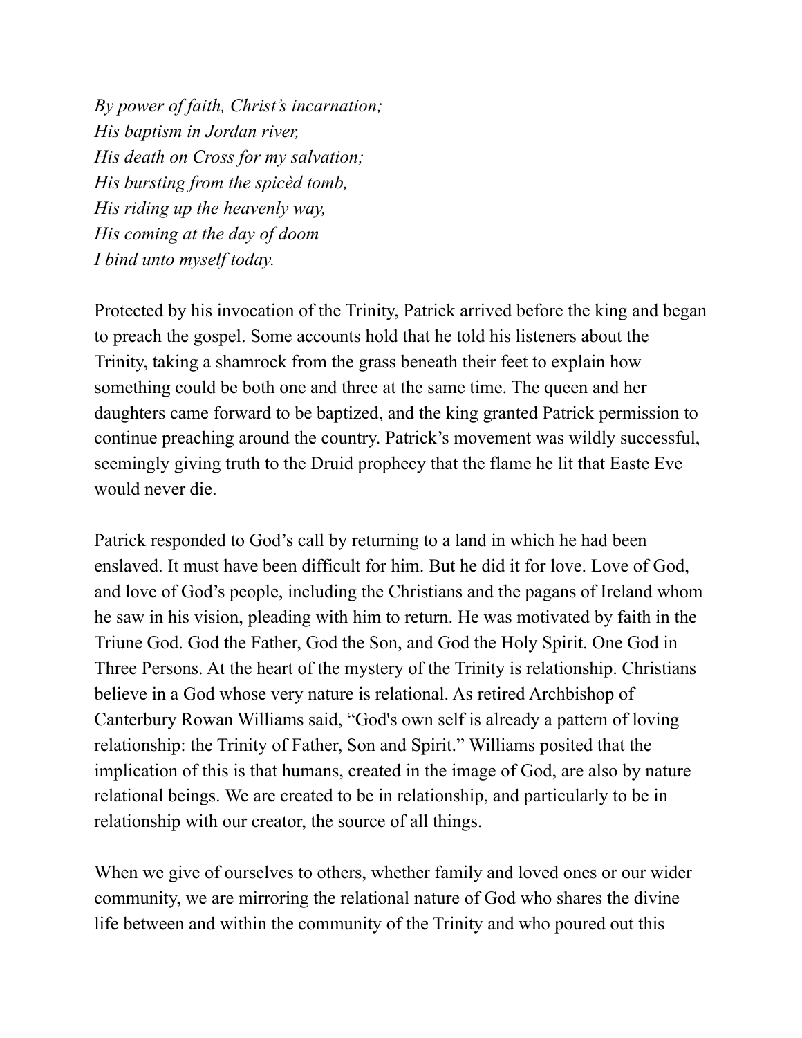*By power of faith, Christ's incarnation;*
*His baptism in Jordan river,*
*His death on Cross for my salvation;*
*His bursting from the spicèd tomb,*
*His riding up the heavenly way,*
*His coming at the day of doom*
*I bind unto myself today.*

Protected by his invocation of the Trinity, Patrick arrived before the king and began to preach the gospel. Some accounts hold that he told his listeners about the Trinity, taking a shamrock from the grass beneath their feet to explain how something could be both one and three at the same time. The queen and her daughters came forward to be baptized, and the king granted Patrick permission to continue preaching around the country. Patrick's movement was wildly successful, seemingly giving truth to the Druid prophecy that the flame he lit that Easte Eve would never die.

Patrick responded to God's call by returning to a land in which he had been enslaved. It must have been difficult for him. But he did it for love. Love of God, and love of God's people, including the Christians and the pagans of Ireland whom he saw in his vision, pleading with him to return. He was motivated by faith in the Triune God. God the Father, God the Son, and God the Holy Spirit. One God in Three Persons. At the heart of the mystery of the Trinity is relationship. Christians believe in a God whose very nature is relational. As retired Archbishop of Canterbury Rowan Williams said, "God's own self is already a pattern of loving relationship: the Trinity of Father, Son and Spirit." Williams posited that the implication of this is that humans, created in the image of God, are also by nature relational beings. We are created to be in relationship, and particularly to be in relationship with our creator, the source of all things.

When we give of ourselves to others, whether family and loved ones or our wider community, we are mirroring the relational nature of God who shares the divine life between and within the community of the Trinity and who poured out this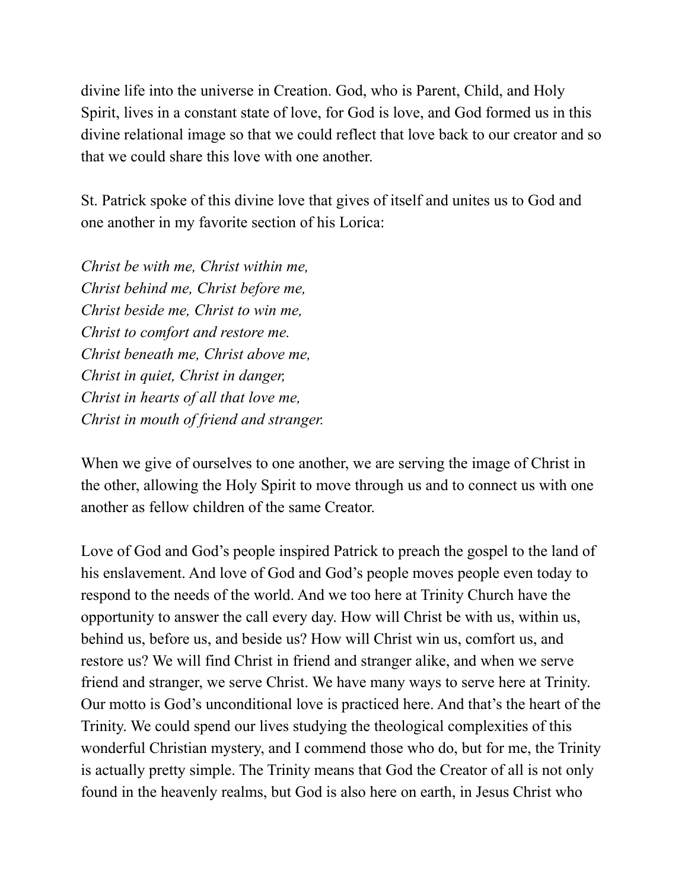divine life into the universe in Creation. God, who is Parent, Child, and Holy Spirit, lives in a constant state of love, for God is love, and God formed us in this divine relational image so that we could reflect that love back to our creator and so that we could share this love with one another.

St. Patrick spoke of this divine love that gives of itself and unites us to God and one another in my favorite section of his Lorica:

*Christ be with me, Christ within me,*  
*Christ behind me, Christ before me,*  
*Christ beside me, Christ to win me,*  
*Christ to comfort and restore me.*  
*Christ beneath me, Christ above me,*  
*Christ in quiet, Christ in danger,*  
*Christ in hearts of all that love me,*  
*Christ in mouth of friend and stranger.*

When we give of ourselves to one another, we are serving the image of Christ in the other, allowing the Holy Spirit to move through us and to connect us with one another as fellow children of the same Creator.

Love of God and God's people inspired Patrick to preach the gospel to the land of his enslavement. And love of God and God's people moves people even today to respond to the needs of the world. And we too here at Trinity Church have the opportunity to answer the call every day. How will Christ be with us, within us, behind us, before us, and beside us? How will Christ win us, comfort us, and restore us? We will find Christ in friend and stranger alike, and when we serve friend and stranger, we serve Christ. We have many ways to serve here at Trinity. Our motto is God's unconditional love is practiced here. And that's the heart of the Trinity. We could spend our lives studying the theological complexities of this wonderful Christian mystery, and I commend those who do, but for me, the Trinity is actually pretty simple. The Trinity means that God the Creator of all is not only found in the heavenly realms, but God is also here on earth, in Jesus Christ who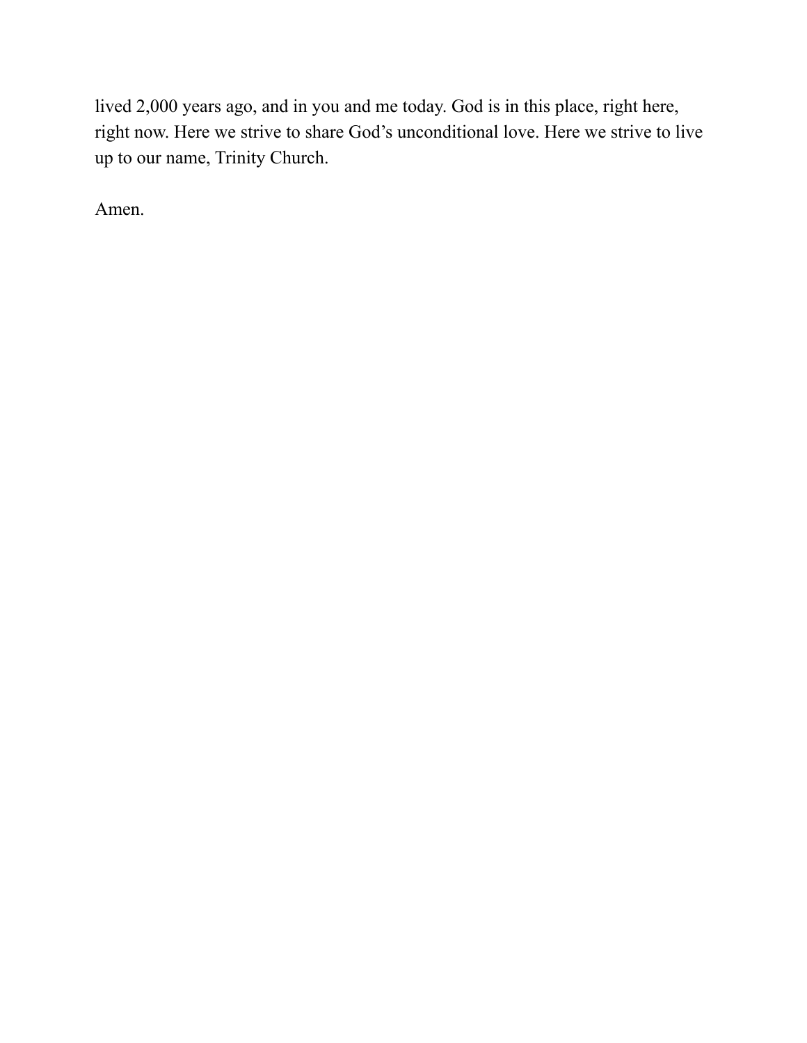lived 2,000 years ago, and in you and me today. God is in this place, right here, right now. Here we strive to share God’s unconditional love. Here we strive to live up to our name, Trinity Church.

Amen.